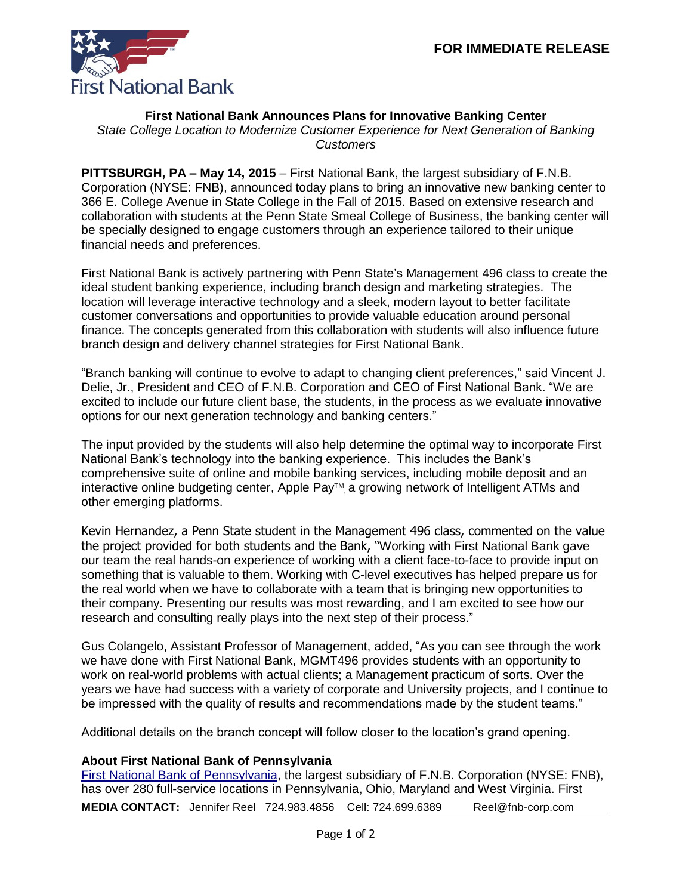First National Bank

**FOR IMMEDIATE RELEASE**

## First National Bank Announces Plans for Innovative Banking Center

*State College Location to Modernize Customer Experience for Next Generation of Banking Customers*

**PITTSBURGH, PA – May 14, 2015** – First National Bank, the largest subsidiary of F.N.B. Corporation (NYSE: FNB), announced today plans to bring an innovative new banking center to 366 E. College Avenue in State College in the Fall of 2015. Based on extensive research and collaboration with students at the Penn State Smeal College of Business, the banking center will be specially designed to engage customers through an experience tailored to their unique financial needs and preferences.

First National Bank is actively partnering with Penn State's Management 496 class to create the ideal student banking experience, including branch design and marketing strategies. The location will leverage interactive technology and a sleek, modern layout to better facilitate customer conversations and opportunities to provide valuable education around personal finance. The concepts generated from this collaboration with students will also influence future branch design and delivery channel strategies for First National Bank.

"Branch banking will continue to evolve to adapt to changing client preferences," said Vincent J. Delie, Jr., President and CEO of F.N.B. Corporation and CEO of First National Bank. "We are excited to include our future client base, the students, in the process as we evaluate innovative options for our next generation technology and banking centers."

The input provided by the students will also help determine the optimal way to incorporate First National Bank's technology into the banking experience. This includes the Bank's comprehensive suite of online and mobile banking services, including mobile deposit and an interactive online budgeting center, Apple Pay™, a growing network of Intelligent ATMs and other emerging platforms.

Kevin Hernandez, a Penn State student in the Management 496 class, commented on the value the project provided for both students and the Bank, "Working with First National Bank gave our team the real hands-on experience of working with a client face-to-face to provide input on something that is valuable to them. Working with C-level executives has helped prepare us for the real world when we have to collaborate with a team that is bringing new opportunities to their company. Presenting our results was most rewarding, and I am excited to see how our research and consulting really plays into the next step of their process."

Gus Colangelo, Assistant Professor of Management, added, "As you can see through the work we have done with First National Bank, MGMT496 provides students with an opportunity to work on real-world problems with actual clients; a Management practicum of sorts. Over the years we have had success with a variety of corporate and University projects, and I continue to be impressed with the quality of results and recommendations made by the student teams."

Additional details on the branch concept will follow closer to the location's grand opening.

### About First National Bank of Pennsylvania

First National Bank of Pennsylvania, the largest subsidiary of F.N.B. Corporation (NYSE: FNB), has over 280 full-service locations in Pennsylvania, Ohio, Maryland and West Virginia. First

**MEDIA CONTACT:** Jennifer Reel 724.983.4856 Cell: 724.699.6389 Reel@fnb-corp.com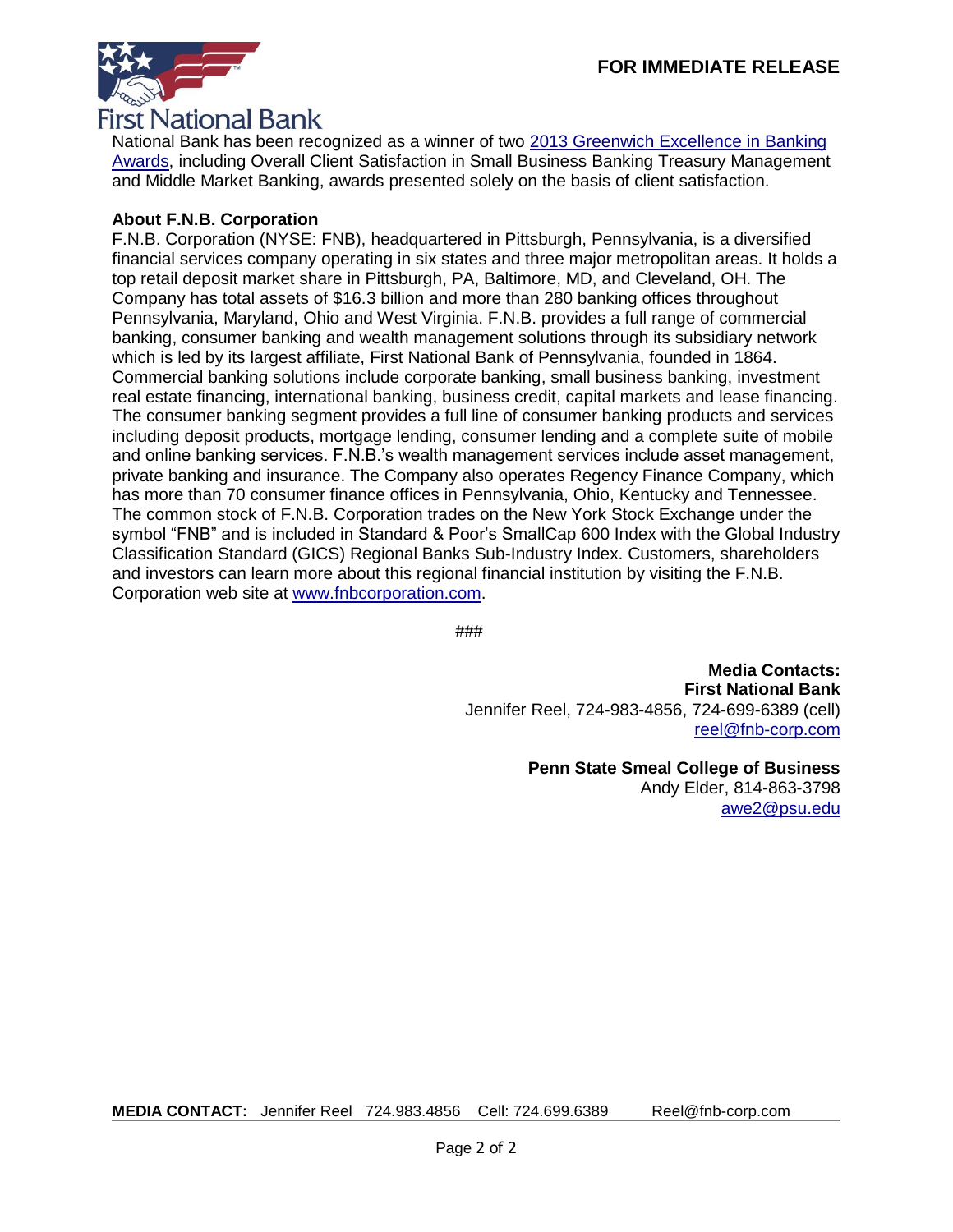National Bank has been recognized as a winner of two [2013 Greenwich Excellence in Banking Awards](), including Overall Client Satisfaction in Small Business Banking Treasury Management and Middle Market Banking, awards presented solely on the basis of client satisfaction.

**About F.N.B. Corporation**

F.N.B. Corporation (NYSE: FNB), headquartered in Pittsburgh, Pennsylvania, is a diversified financial services company operating in six states and three major metropolitan areas. It holds a top retail deposit market share in Pittsburgh, PA, Baltimore, MD, and Cleveland, OH. The Company has total assets of $16.3 billion and more than 280 banking offices throughout Pennsylvania, Maryland, Ohio and West Virginia. F.N.B. provides a full range of commercial banking, consumer banking and wealth management solutions through its subsidiary network which is led by its largest affiliate, First National Bank of Pennsylvania, founded in 1864. Commercial banking solutions include corporate banking, small business banking, investment real estate financing, international banking, business credit, capital markets and lease financing. The consumer banking segment provides a full line of consumer banking products and services including deposit products, mortgage lending, consumer lending and a complete suite of mobile and online banking services. F.N.B.'s wealth management services include asset management, private banking and insurance. The Company also operates Regency Finance Company, which has more than 70 consumer finance offices in Pennsylvania, Ohio, Kentucky and Tennessee. The common stock of F.N.B. Corporation trades on the New York Stock Exchange under the symbol "FNB" and is included in Standard & Poor's SmallCap 600 Index with the Global Industry Classification Standard (GICS) Regional Banks Sub-Industry Index. Customers, shareholders and investors can learn more about this regional financial institution by visiting the F.N.B. Corporation web site at www.fnbcorporation.com.

###

**Media Contacts:**
**First National Bank**
Jennifer Reel, 724-983-4856, 724-699-6389 (cell)
reel@fnb-corp.com

**Penn State Smeal College of Business**
Andy Elder, 814-863-3798
awe2@psu.edu

**MEDIA CONTACT:** Jennifer Reel 724.983.4856 Cell: 724.699.6389 Reel@fnb-corp.com